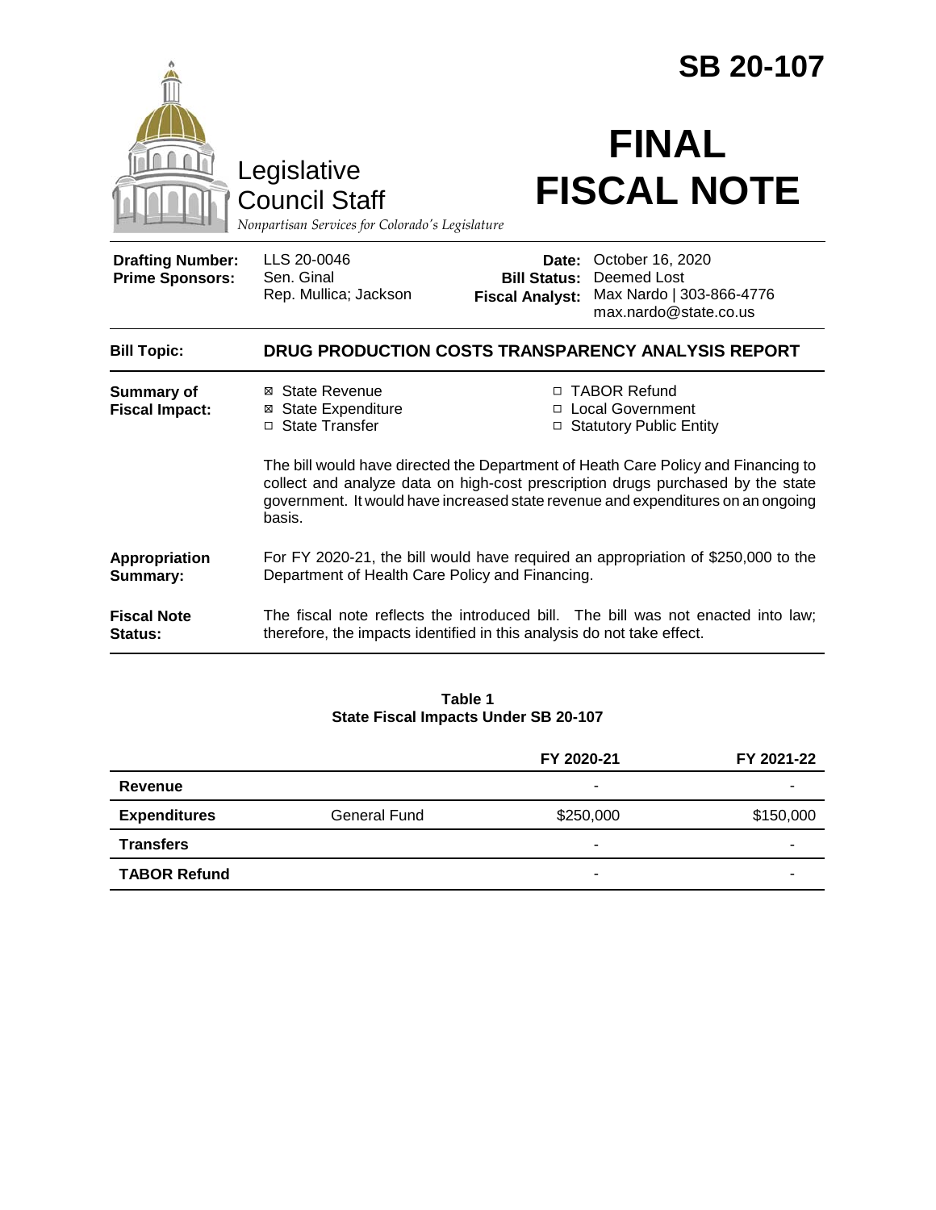# SB 20-107

Legislative Council Staff

*Nonpartisan Services for Colorado's Legislature*

# FINAL FISCAL NOTE

| | | | |
|---|---|---|---|
| **Drafting Number:** | LLS 20-0046 | **Date:** | October 16, 2020 |
| **Prime Sponsors:** | Sen. Ginal<br>Rep. Mullica; Jackson | **Bill Status:** | Deemed Lost |
| | | **Fiscal Analyst:** | Max Nardo \| 303-866-4776<br>max.nardo@state.co.us |

**Bill Topic:** **DRUG PRODUCTION COSTS TRANSPARENCY ANALYSIS REPORT**

**Summary of Fiscal Impact:**

- ☒ State Revenue
- ☒ State Expenditure
- ☐ State Transfer
- ☐ TABOR Refund
- ☐ Local Government
- ☐ Statutory Public Entity

The bill would have directed the Department of Heath Care Policy and Financing to collect and analyze data on high-cost prescription drugs purchased by the state government. It would have increased state revenue and expenditures on an ongoing basis.

**Appropriation Summary:** For FY 2020-21, the bill would have required an appropriation of $250,000 to the Department of Health Care Policy and Financing.

**Fiscal Note Status:** The fiscal note reflects the introduced bill. The bill was not enacted into law; therefore, the impacts identified in this analysis do not take effect.

**Table 1**
**State Fiscal Impacts Under SB 20-107**

| | | FY 2020-21 | FY 2021-22 |
|---|---|---|---|
| **Revenue** | | - | - |
| **Expenditures** | General Fund | $250,000 | $150,000 |
| **Transfers** | | - | - |
| **TABOR Refund** | | - | - |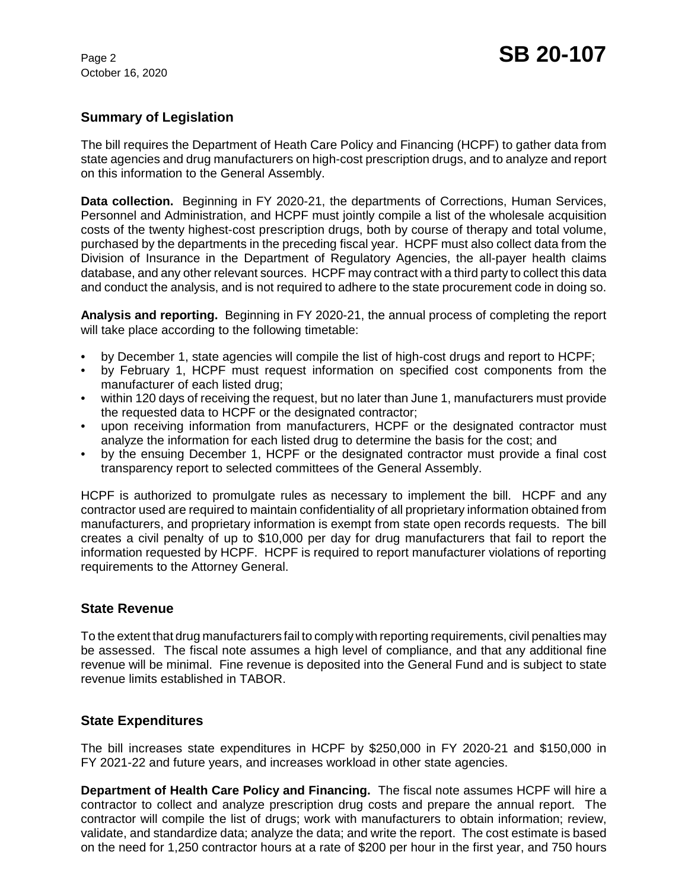## Summary of Legislation

The bill requires the Department of Heath Care Policy and Financing (HCPF) to gather data from state agencies and drug manufacturers on high-cost prescription drugs, and to analyze and report on this information to the General Assembly.

**Data collection.** Beginning in FY 2020-21, the departments of Corrections, Human Services, Personnel and Administration, and HCPF must jointly compile a list of the wholesale acquisition costs of the twenty highest-cost prescription drugs, both by course of therapy and total volume, purchased by the departments in the preceding fiscal year. HCPF must also collect data from the Division of Insurance in the Department of Regulatory Agencies, the all-payer health claims database, and any other relevant sources. HCPF may contract with a third party to collect this data and conduct the analysis, and is not required to adhere to the state procurement code in doing so.

**Analysis and reporting.** Beginning in FY 2020-21, the annual process of completing the report will take place according to the following timetable:

- by December 1, state agencies will compile the list of high-cost drugs and report to HCPF;
- by February 1, HCPF must request information on specified cost components from the manufacturer of each listed drug;
- within 120 days of receiving the request, but no later than June 1, manufacturers must provide the requested data to HCPF or the designated contractor;
- upon receiving information from manufacturers, HCPF or the designated contractor must analyze the information for each listed drug to determine the basis for the cost; and
- by the ensuing December 1, HCPF or the designated contractor must provide a final cost transparency report to selected committees of the General Assembly.

HCPF is authorized to promulgate rules as necessary to implement the bill. HCPF and any contractor used are required to maintain confidentiality of all proprietary information obtained from manufacturers, and proprietary information is exempt from state open records requests. The bill creates a civil penalty of up to $10,000 per day for drug manufacturers that fail to report the information requested by HCPF. HCPF is required to report manufacturer violations of reporting requirements to the Attorney General.

## State Revenue

To the extent that drug manufacturers fail to comply with reporting requirements, civil penalties may be assessed. The fiscal note assumes a high level of compliance, and that any additional fine revenue will be minimal. Fine revenue is deposited into the General Fund and is subject to state revenue limits established in TABOR.

## State Expenditures

The bill increases state expenditures in HCPF by $250,000 in FY 2020-21 and $150,000 in FY 2021-22 and future years, and increases workload in other state agencies.

**Department of Health Care Policy and Financing.** The fiscal note assumes HCPF will hire a contractor to collect and analyze prescription drug costs and prepare the annual report. The contractor will compile the list of drugs; work with manufacturers to obtain information; review, validate, and standardize data; analyze the data; and write the report. The cost estimate is based on the need for 1,250 contractor hours at a rate of $200 per hour in the first year, and 750 hours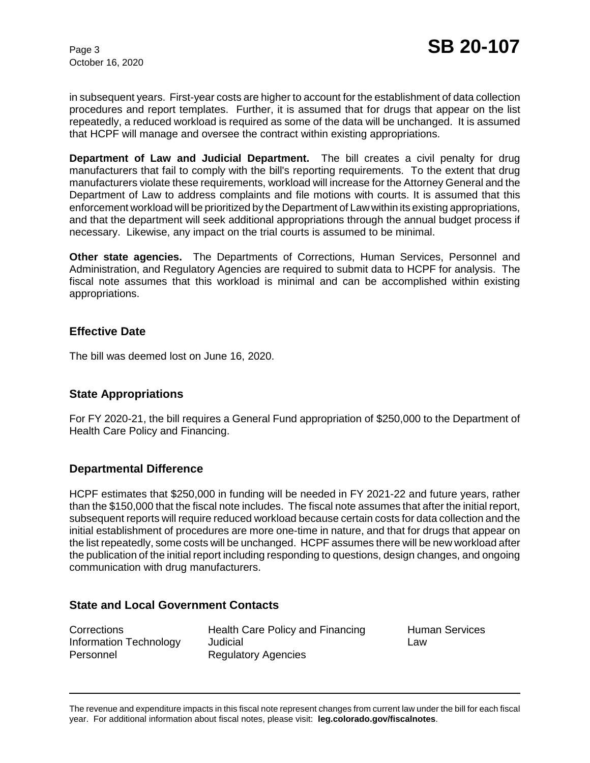in subsequent years. First-year costs are higher to account for the establishment of data collection procedures and report templates. Further, it is assumed that for drugs that appear on the list repeatedly, a reduced workload is required as some of the data will be unchanged. It is assumed that HCPF will manage and oversee the contract within existing appropriations.

**Department of Law and Judicial Department.** The bill creates a civil penalty for drug manufacturers that fail to comply with the bill's reporting requirements. To the extent that drug manufacturers violate these requirements, workload will increase for the Attorney General and the Department of Law to address complaints and file motions with courts. It is assumed that this enforcement workload will be prioritized by the Department of Law within its existing appropriations, and that the department will seek additional appropriations through the annual budget process if necessary. Likewise, any impact on the trial courts is assumed to be minimal.

**Other state agencies.** The Departments of Corrections, Human Services, Personnel and Administration, and Regulatory Agencies are required to submit data to HCPF for analysis. The fiscal note assumes that this workload is minimal and can be accomplished within existing appropriations.

## Effective Date

The bill was deemed lost on June 16, 2020.

## State Appropriations

For FY 2020-21, the bill requires a General Fund appropriation of $250,000 to the Department of Health Care Policy and Financing.

## Departmental Difference

HCPF estimates that $250,000 in funding will be needed in FY 2021-22 and future years, rather than the $150,000 that the fiscal note includes. The fiscal note assumes that after the initial report, subsequent reports will require reduced workload because certain costs for data collection and the initial establishment of procedures are more one-time in nature, and that for drugs that appear on the list repeatedly, some costs will be unchanged. HCPF assumes there will be new workload after the publication of the initial report including responding to questions, design changes, and ongoing communication with drug manufacturers.

## State and Local Government Contacts

| | | |
|---|---|---|
| Corrections | Health Care Policy and Financing | Human Services |
| Information Technology | Judicial | Law |
| Personnel | Regulatory Agencies | |

The revenue and expenditure impacts in this fiscal note represent changes from current law under the bill for each fiscal year. For additional information about fiscal notes, please visit: **leg.colorado.gov/fiscalnotes**.